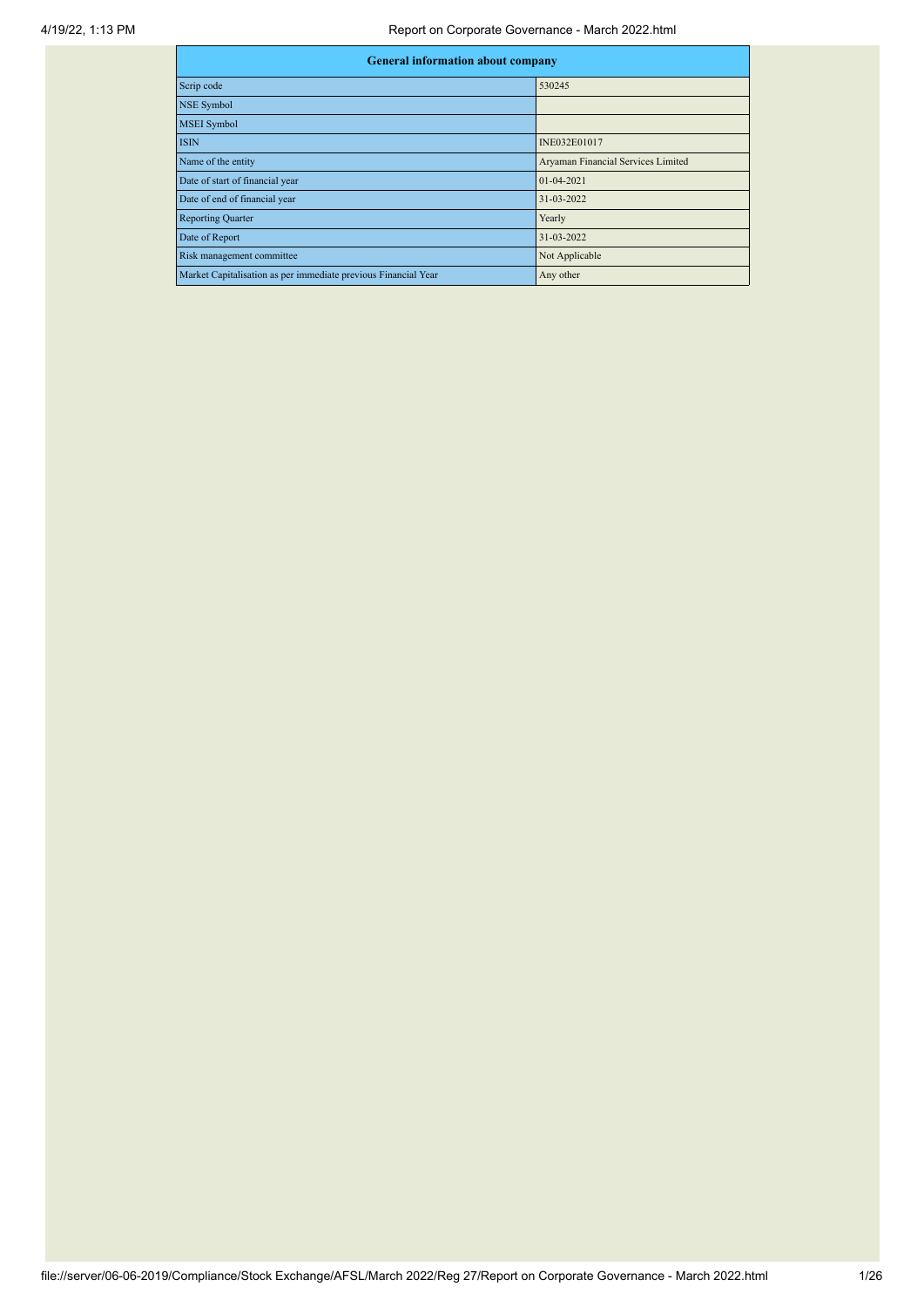| General information about company | |
|---|---|
| Scrip code | 530245 |
| NSE Symbol | |
| MSEI Symbol | |
| ISIN | INE032E01017 |
| Name of the entity | Aryaman Financial Services Limited |
| Date of start of financial year | 01-04-2021 |
| Date of end of financial year | 31-03-2022 |
| Reporting Quarter | Yearly |
| Date of Report | 31-03-2022 |
| Risk management committee | Not Applicable |
| Market Capitalisation as per immediate previous Financial Year | Any other |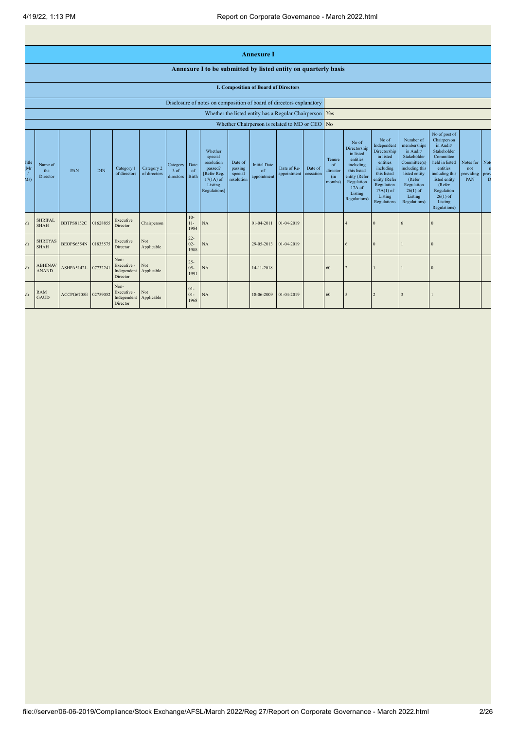# Annexure I

## Annexure I to be submitted by listed entity on quarterly basis

### I. Composition of Board of Directors

| Disclosure of notes on composition of board of directors explanatory | |
|---|---|
| Whether the listed entity has a Regular Chairperson | Yes |
| Whether Chairperson is related to MD or CEO | No |

| Title (Mr / Ms) | Name of the Director | PAN | DIN | Category 1 of directors | Category 2 of directors | Category 3 of directors | Date of Birth | Whether special resolution passed? [Refer Reg. 17(1A) of Listing Regulations] | Date of passing special resolution | Initial Date of appointment | Date of Re-appointment | Date of cessation | Tenure of director (in months) | No of Directorship in listed entities including this listed entity (Refer Regulation 17A of Listing Regulations) | No of Independent Directorship in listed entities including this listed entity (Refer Regulation 17A(1) of Listing Regulations | Number of memberships in Audit/ Stakeholder Committee(s) including this listed entity (Refer Regulation 26(1) of Listing Regulations) | No of post of Chairperson in Audit/ Stakeholder Committee held in listed entities including this listed entity (Refer Regulation 26(1) of Listing Regulations) | Notes for not providing PAN | Notes for not providing DIN |
|---|---|---|---|---|---|---|---|---|---|---|---|---|---|---|---|---|---|---|---|
| Mr | SHRIPAL SHAH | BBTPS8152C | 01628855 | Executive Director | Chairperson | | 10-11-1984 | NA | | 01-04-2011 | 01-04-2019 | | | 4 | 0 | 6 | 0 | | |
| Mr | SHREYAS SHAH | BEOPS6554N | 01835575 | Executive Director | Not Applicable | | 22-02-1988 | NA | | 29-05-2013 | 01-04-2019 | | | 6 | 0 | 1 | 0 | | |
| Mr | ABHINAV ANAND | ASHPA5142L | 07732241 | Non-Executive - Independent Director | Not Applicable | | 25-05-1991 | NA | | 14-11-2018 | | | 60 | 2 | 1 | 1 | 0 | | |
| Mr | RAM GAUD | ACCPG6705E | 02759052 | Non-Executive - Independent Director | Not Applicable | | 01-01-1968 | NA | | 18-06-2009 | 01-04-2019 | | 60 | 5 | 2 | 3 | 1 | | |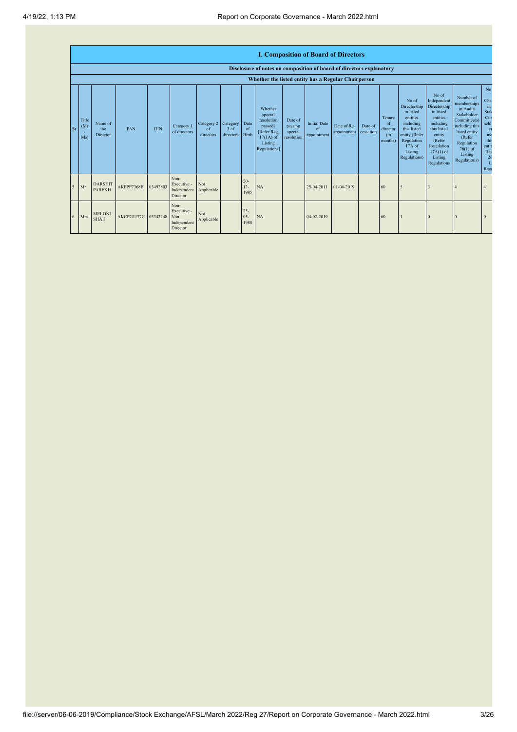## I. Composition of Board of Directors

### Disclosure of notes on composition of board of directors explanatory

### Whether the listed entity has a Regular Chairperson

| Sr | Title (Mr / Ms) | Name of the Director | PAN | DIN | Category 1 of directors | Category 2 of directors | Category 3 of directors | Date of Birth | Whether special resolution passed? [Refer Reg. 17(1A) of Listing Regulations] | Date of passing special resolution | Initial Date of appointment | Date of Re-appointment | Date of cessation | Tenure of director (in months) | No of Directorship in listed entities including this listed entity (Refer Regulation 17A of Listing Regulations) | No of Independent Directorship in listed entities including this listed entity (Refer Regulation 17A(1) of Listing Regulations | Number of memberships in Audit/ Stakeholder Committee(s) including this listed entity (Refer Regulation 26(1) of Listing Regulations) | No Chai in Stak Cor held en inc this entit Reg 26 L Regu |
|---|---|---|---|---|---|---|---|---|---|---|---|---|---|---|---|---|---|---|
| 5 | Mr | DARSHIT PAREKH | AKFPP7368B | 03492803 | Non-Executive - Independent Director | Not Applicable | | 20-12-1985 | NA | | 25-04-2011 | 01-04-2019 | | 60 | 5 | 3 | 4 | 4 |
| 6 | Mrs | MELONI SHAH | AKCPG1177C | 03342248 | Non-Executive - Non Independent Director | Not Applicable | | 25-05-1988 | NA | | 04-02-2019 | | | 60 | 1 | 0 | 0 | 0 |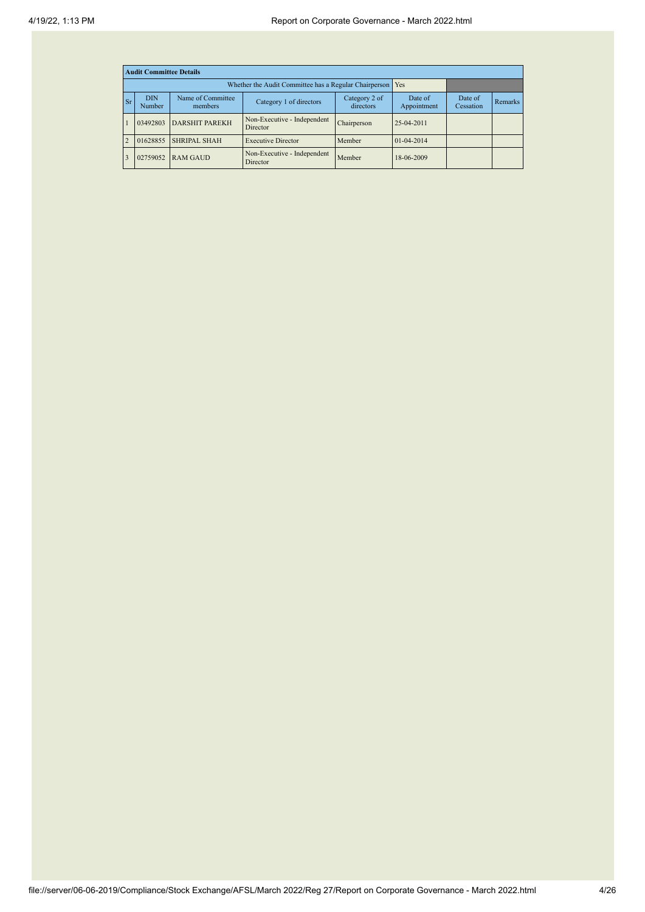| **Audit Committee Details** | | | | | | | |
|---|---|---|---|---|---|---|---|
| Whether the Audit Committee has a Regular Chairperson | | | | | Yes | | |
| Sr | DIN Number | Name of Committee members | Category 1 of directors | Category 2 of directors | Date of Appointment | Date of Cessation | Remarks |
| 1 | 03492803 | DARSHIT PAREKH | Non-Executive - Independent Director | Chairperson | 25-04-2011 | | |
| 2 | 01628855 | SHRIPAL SHAH | Executive Director | Member | 01-04-2014 | | |
| 3 | 02759052 | RAM GAUD | Non-Executive - Independent Director | Member | 18-06-2009 | | |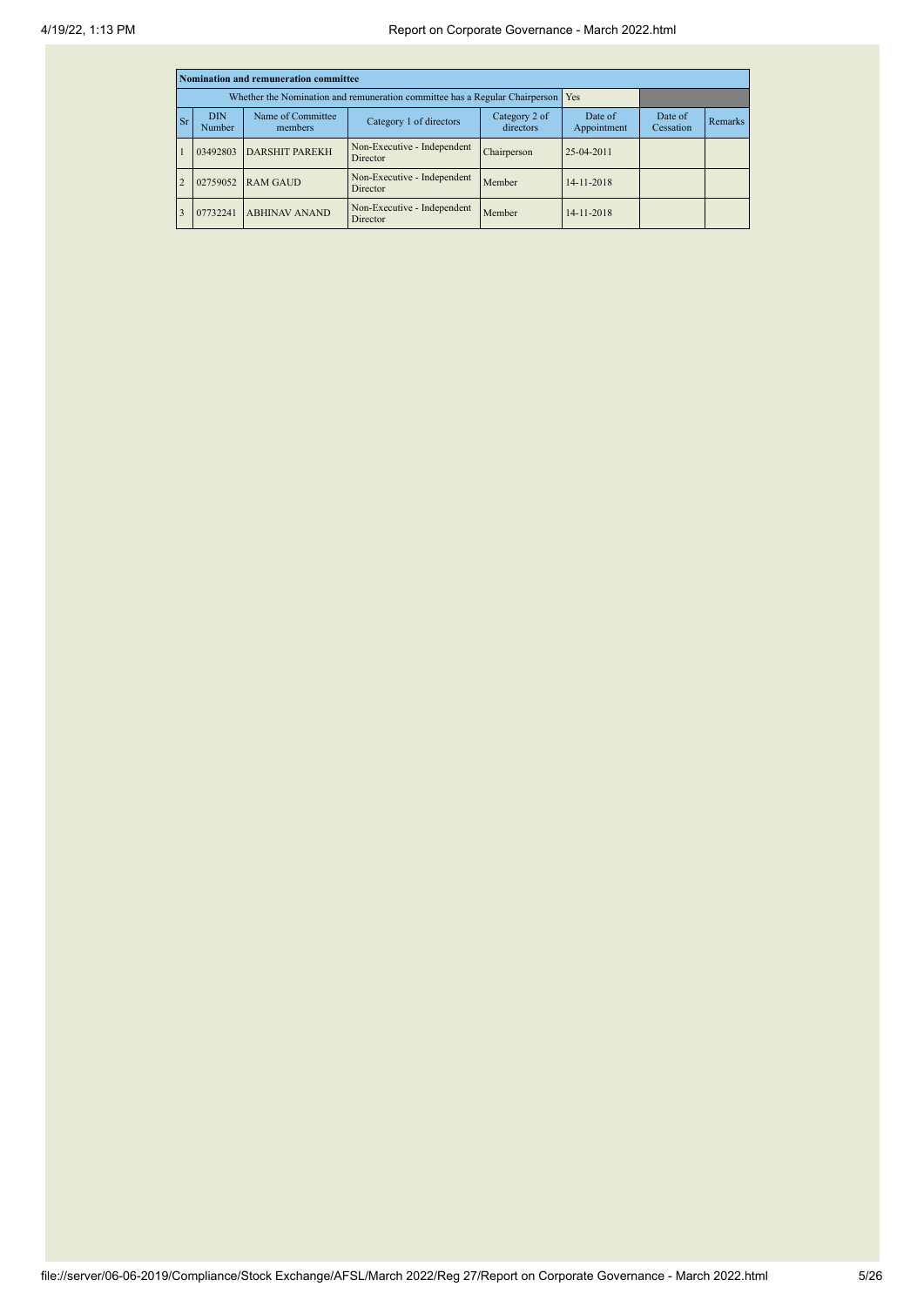| Nomination and remuneration committee | | | | | | | |
|---|---|---|---|---|---|---|---|
| Whether the Nomination and remuneration committee has a Regular Chairperson | | | | | Yes | | |
| Sr | DIN Number | Name of Committee members | Category 1 of directors | Category 2 of directors | Date of Appointment | Date of Cessation | Remarks |
| 1 | 03492803 | DARSHIT PAREKH | Non-Executive - Independent Director | Chairperson | 25-04-2011 | | |
| 2 | 02759052 | RAM GAUD | Non-Executive - Independent Director | Member | 14-11-2018 | | |
| 3 | 07732241 | ABHINAV ANAND | Non-Executive - Independent Director | Member | 14-11-2018 | | |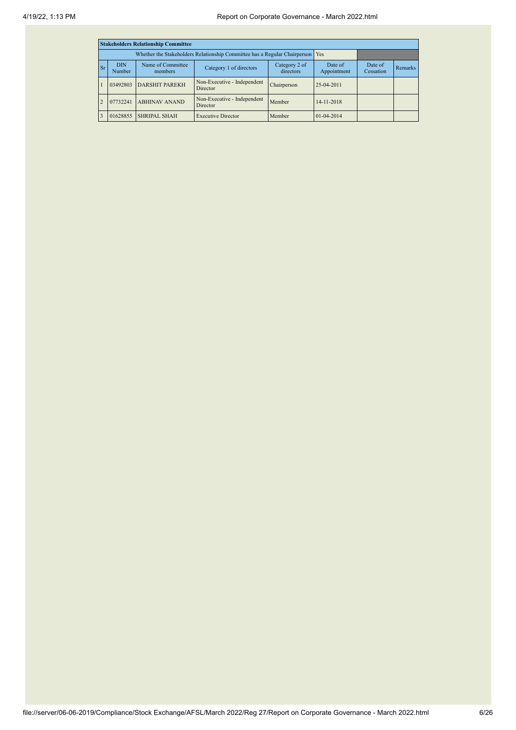| Stakeholders Relationship Committee | | | | | | | |
|---|---|---|---|---|---|---|---|
| Whether the Stakeholders Relationship Committee has a Regular Chairperson | | | | | Yes | | |
| Sr | DIN Number | Name of Committee members | Category 1 of directors | Category 2 of directors | Date of Appointment | Date of Cessation | Remarks |
| 1 | 03492803 | DARSHIT PAREKH | Non-Executive - Independent Director | Chairperson | 25-04-2011 | | |
| 2 | 07732241 | ABHINAV ANAND | Non-Executive - Independent Director | Member | 14-11-2018 | | |
| 3 | 01628855 | SHRIPAL SHAH | Executive Director | Member | 01-04-2014 | | |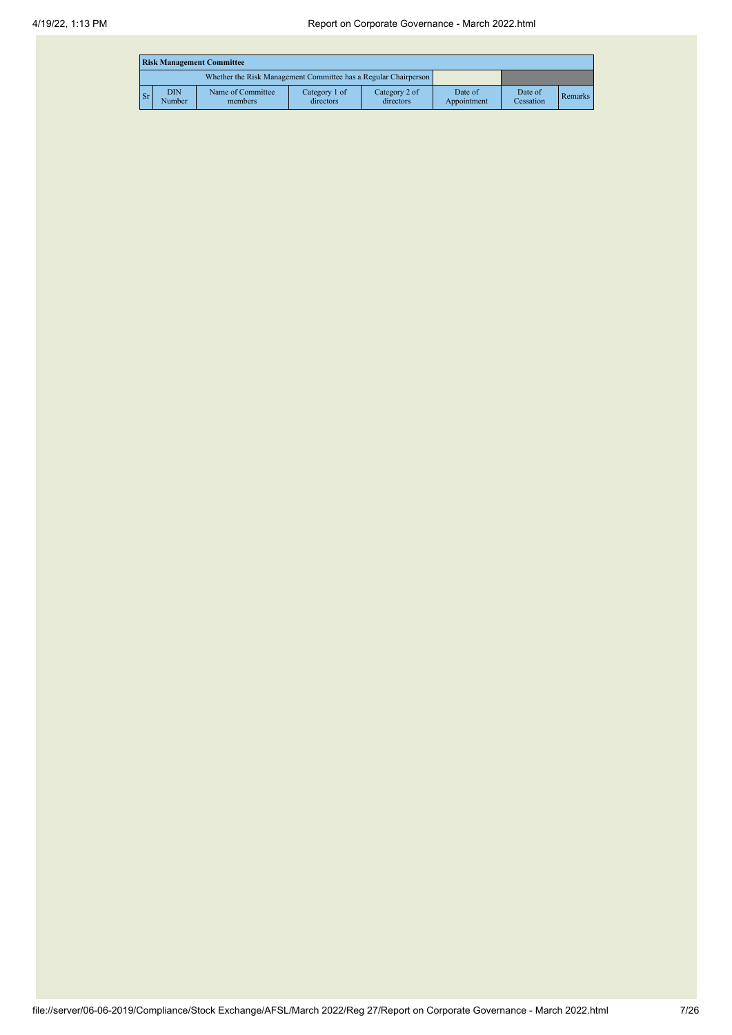| Risk Management Committee | | | | | | | |
|---|---|---|---|---|---|---|---|
| Whether the Risk Management Committee has a Regular Chairperson | | | | | | | |
| Sr | DIN Number | Name of Committee members | Category 1 of directors | Category 2 of directors | Date of Appointment | Date of Cessation | Remarks |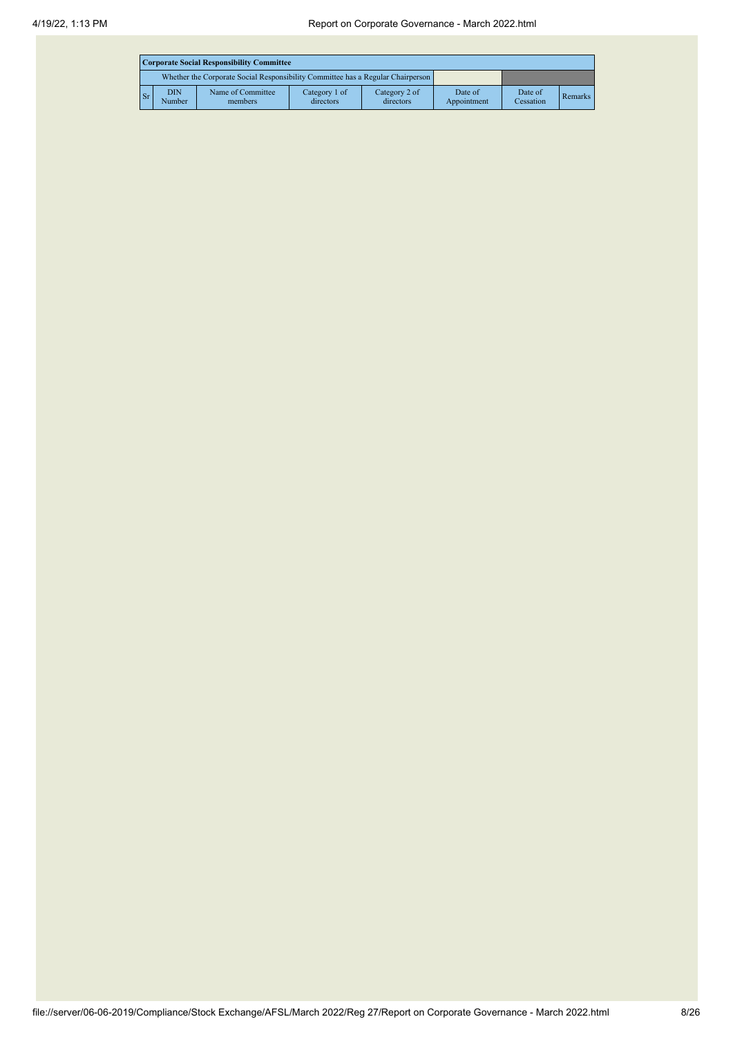| Corporate Social Responsibility Committee | | | | | | | |
|---|---|---|---|---|---|---|---|
| Whether the Corporate Social Responsibility Committee has a Regular Chairperson | | | | | | | |
| Sr | DIN Number | Name of Committee members | Category 1 of directors | Category 2 of directors | Date of Appointment | Date of Cessation | Remarks |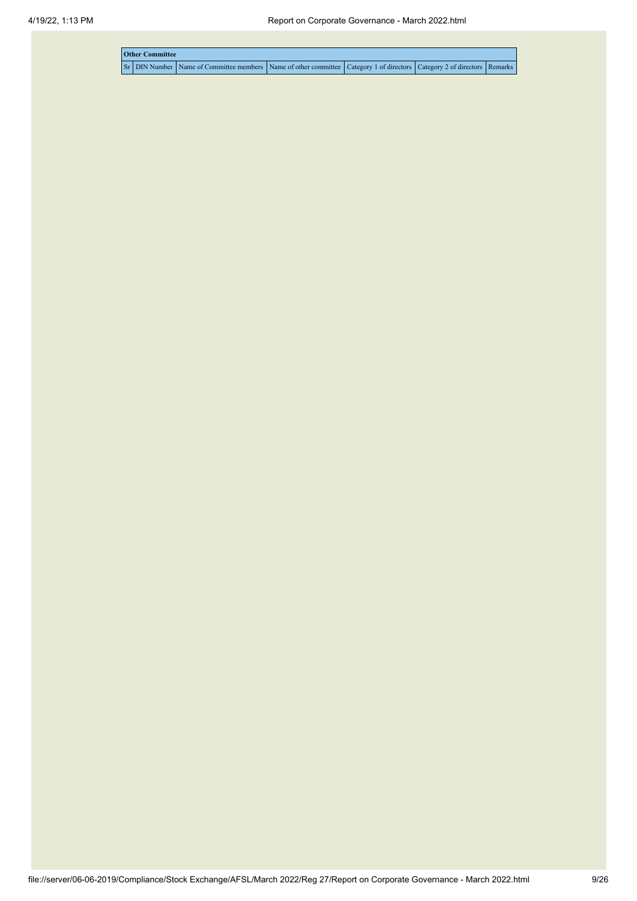| Other Committee | | | | | | |
|---|---|---|---|---|---|---|
| Sr | DIN Number | Name of Committee members | Name of other committee | Category 1 of directors | Category 2 of directors | Remarks |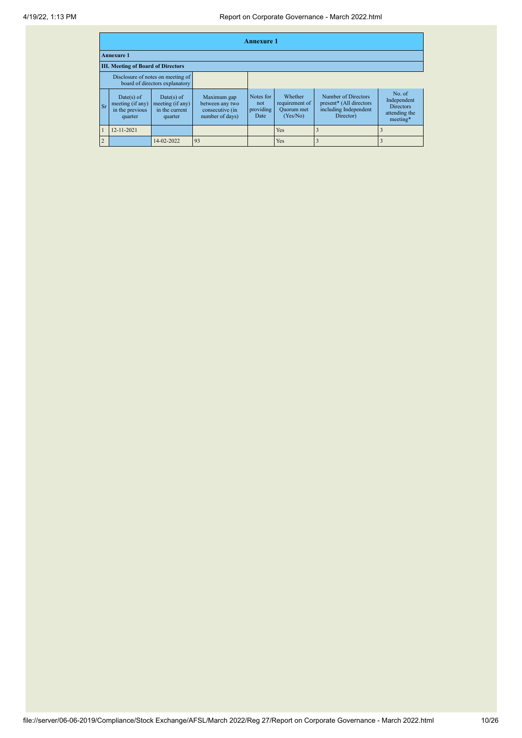# Annexure 1

## Annexure 1

### III. Meeting of Board of Directors

| Disclosure of notes on meeting of board of directors explanatory | | | | | | | |
|---|---|---|---|---|---|---|---|
| **Sr** | **Date(s) of meeting (if any) in the previous quarter** | **Date(s) of meeting (if any) in the current quarter** | **Maximum gap between any two consecutive (in number of days)** | **Notes for not providing Date** | **Whether requirement of Quorum met (Yes/No)** | **Number of Directors present* (All directors including Independent Director)** | **No. of Independent Directors attending the meeting*** |
| 1 | 12-11-2021 | | | | Yes | 3 | 3 |
| 2 | | 14-02-2022 | 93 | | Yes | 3 | 3 |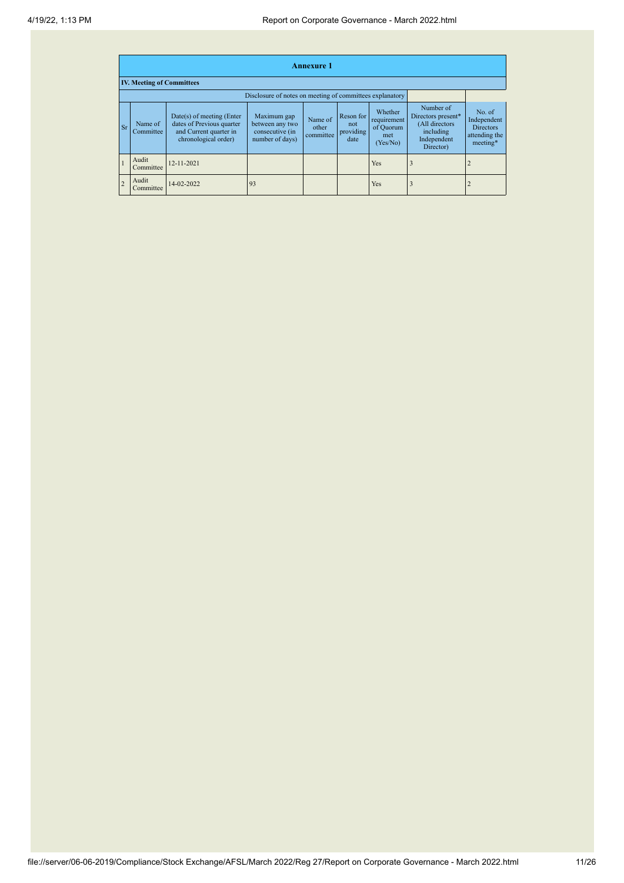## Annexure 1

### IV. Meeting of Committees

Disclosure of notes on meeting of committees explanatory

| Sr | Name of Committee | Date(s) of meeting (Enter dates of Previous quarter and Current quarter in chronological order) | Maximum gap between any two consecutive (in number of days) | Name of other committee | Reson for not providing date | Whether requirement of Quorum met (Yes/No) | Number of Directors present* (All directors including Independent Director) | No. of Independent Directors attending the meeting* |
|---|---|---|---|---|---|---|---|---|
| 1 | Audit Committee | 12-11-2021 | | | | Yes | 3 | 2 |
| 2 | Audit Committee | 14-02-2022 | 93 | | | Yes | 3 | 2 |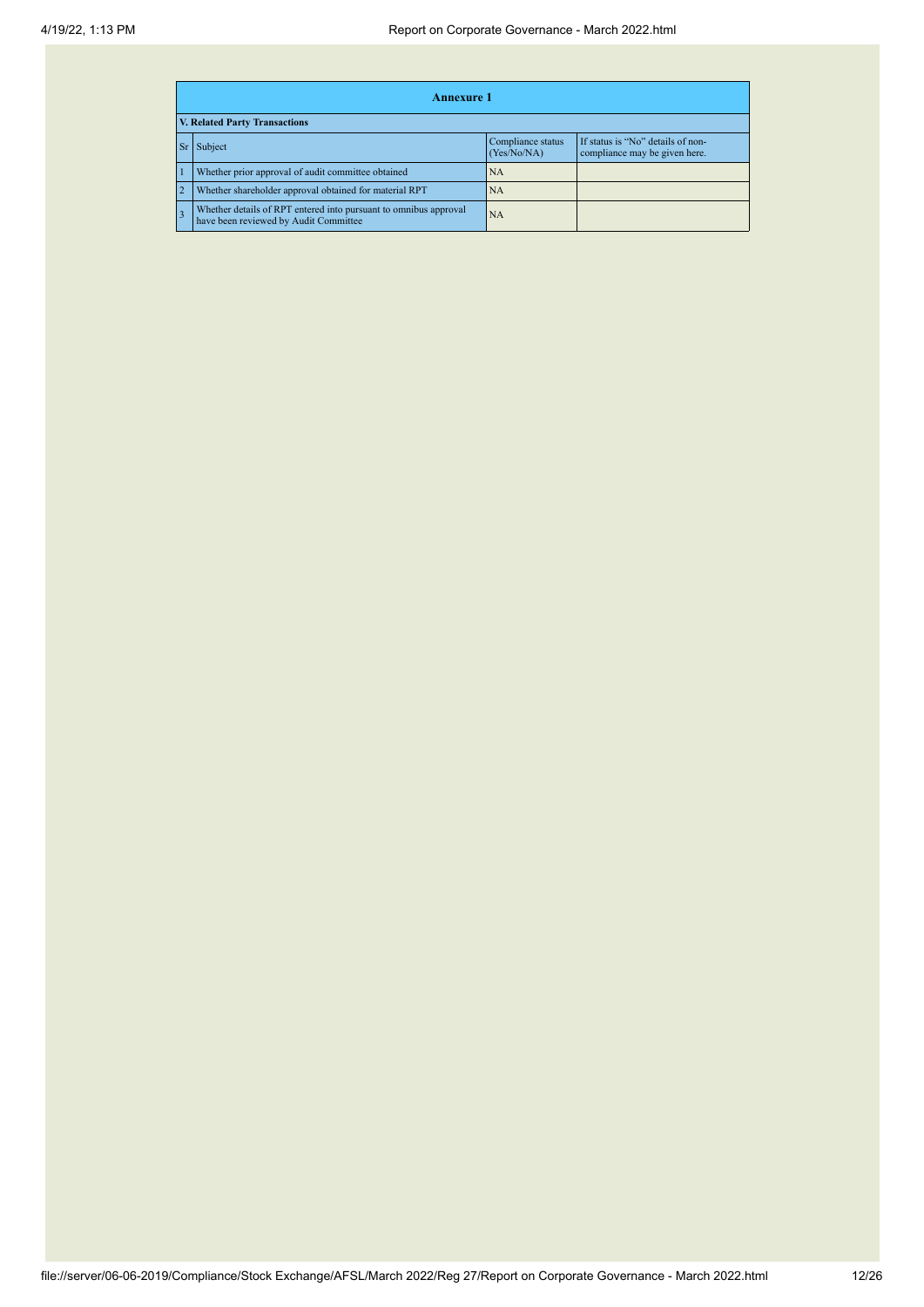| Annexure 1 | | | |
|---|---|---|---|
| **V. Related Party Transactions** | | | |
| Sr | Subject | Compliance status (Yes/No/NA) | If status is "No" details of non-compliance may be given here. |
| 1 | Whether prior approval of audit committee obtained | NA | |
| 2 | Whether shareholder approval obtained for material RPT | NA | |
| 3 | Whether details of RPT entered into pursuant to omnibus approval have been reviewed by Audit Committee | NA | |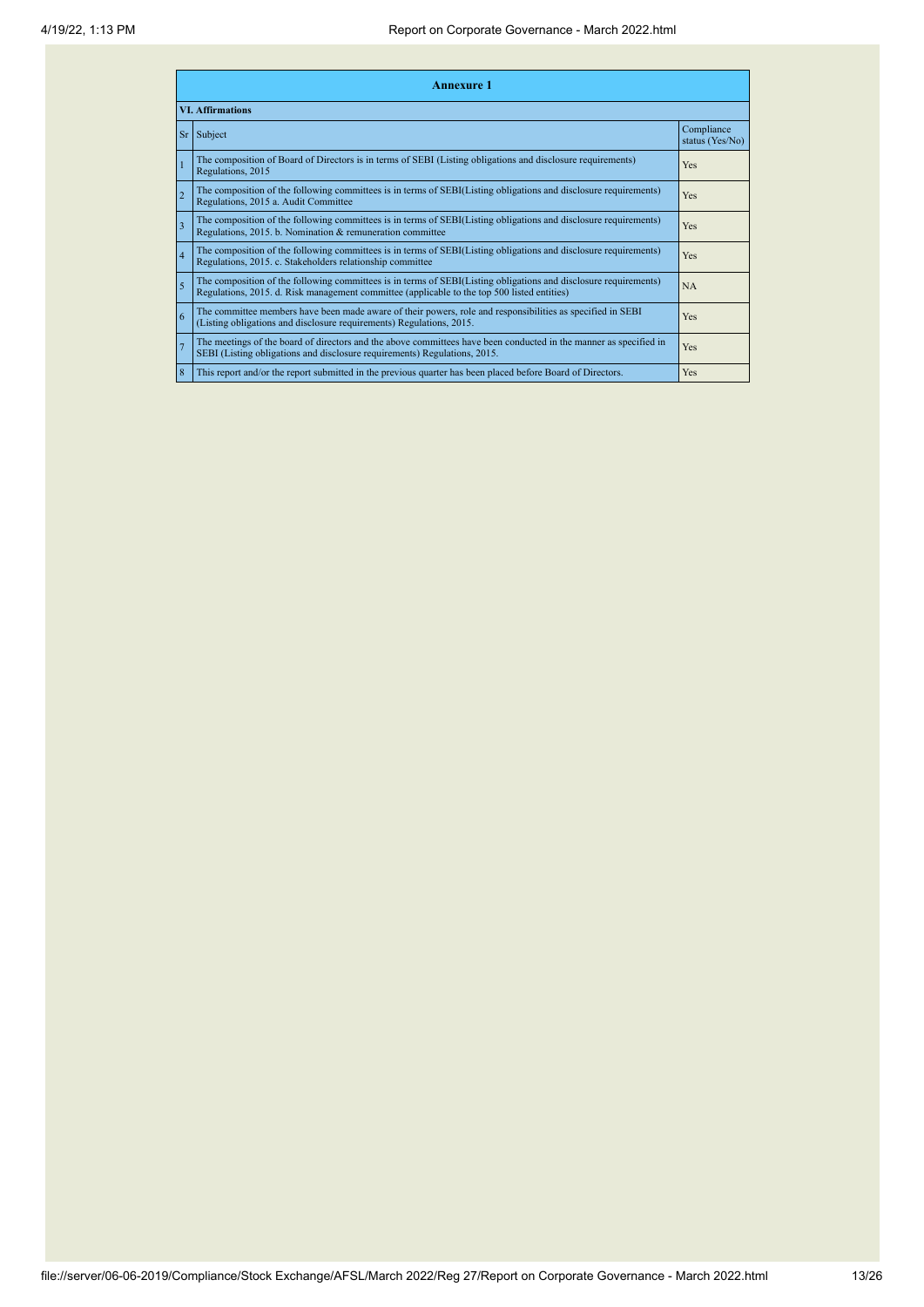| Annexure 1 | | |
|---|---|---|
| **VI. Affirmations** | | |
| Sr | Subject | Compliance status (Yes/No) |
| 1 | The composition of Board of Directors is in terms of SEBI (Listing obligations and disclosure requirements) Regulations, 2015 | Yes |
| 2 | The composition of the following committees is in terms of SEBI(Listing obligations and disclosure requirements) Regulations, 2015 a. Audit Committee | Yes |
| 3 | The composition of the following committees is in terms of SEBI(Listing obligations and disclosure requirements) Regulations, 2015. b. Nomination & remuneration committee | Yes |
| 4 | The composition of the following committees is in terms of SEBI(Listing obligations and disclosure requirements) Regulations, 2015. c. Stakeholders relationship committee | Yes |
| 5 | The composition of the following committees is in terms of SEBI(Listing obligations and disclosure requirements) Regulations, 2015. d. Risk management committee (applicable to the top 500 listed entities) | NA |
| 6 | The committee members have been made aware of their powers, role and responsibilities as specified in SEBI (Listing obligations and disclosure requirements) Regulations, 2015. | Yes |
| 7 | The meetings of the board of directors and the above committees have been conducted in the manner as specified in SEBI (Listing obligations and disclosure requirements) Regulations, 2015. | Yes |
| 8 | This report and/or the report submitted in the previous quarter has been placed before Board of Directors. | Yes |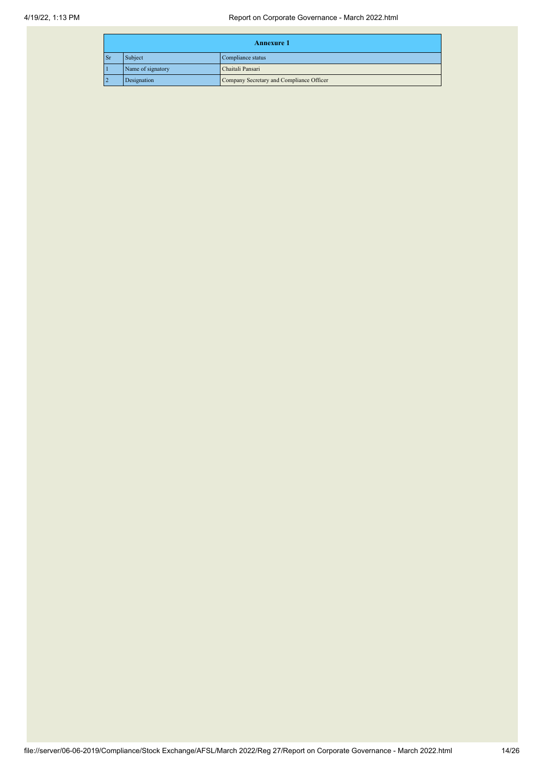| Annexure 1 | | |
|---|---|---|
| Sr | Subject | Compliance status |
| 1 | Name of signatory | Chaitali Pansari |
| 2 | Designation | Company Secretary and Compliance Officer |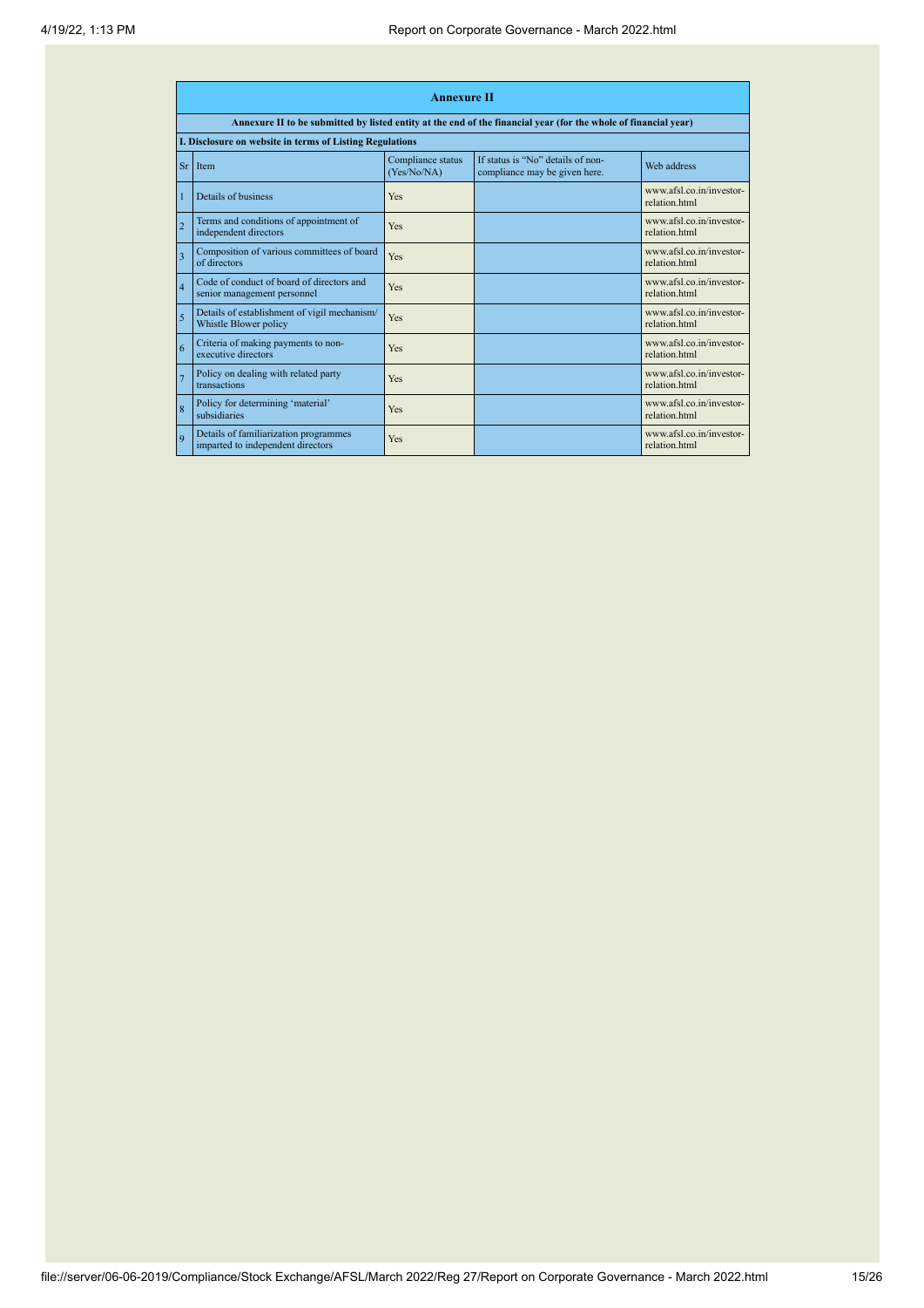| Annexure II | | | | |
|---|---|---|---|---|
| **Annexure II to be submitted by listed entity at the end of the financial year (for the whole of financial year)** | | | | |
| **I. Disclosure on website in terms of Listing Regulations** | | | | |
| Sr | Item | Compliance status (Yes/No/NA) | If status is "No" details of non-compliance may be given here. | Web address |
| 1 | Details of business | Yes | | www.afsl.co.in/investor-relation.html |
| 2 | Terms and conditions of appointment of independent directors | Yes | | www.afsl.co.in/investor-relation.html |
| 3 | Composition of various committees of board of directors | Yes | | www.afsl.co.in/investor-relation.html |
| 4 | Code of conduct of board of directors and senior management personnel | Yes | | www.afsl.co.in/investor-relation.html |
| 5 | Details of establishment of vigil mechanism/ Whistle Blower policy | Yes | | www.afsl.co.in/investor-relation.html |
| 6 | Criteria of making payments to non-executive directors | Yes | | www.afsl.co.in/investor-relation.html |
| 7 | Policy on dealing with related party transactions | Yes | | www.afsl.co.in/investor-relation.html |
| 8 | Policy for determining 'material' subsidiaries | Yes | | www.afsl.co.in/investor-relation.html |
| 9 | Details of familiarization programmes imparted to independent directors | Yes | | www.afsl.co.in/investor-relation.html |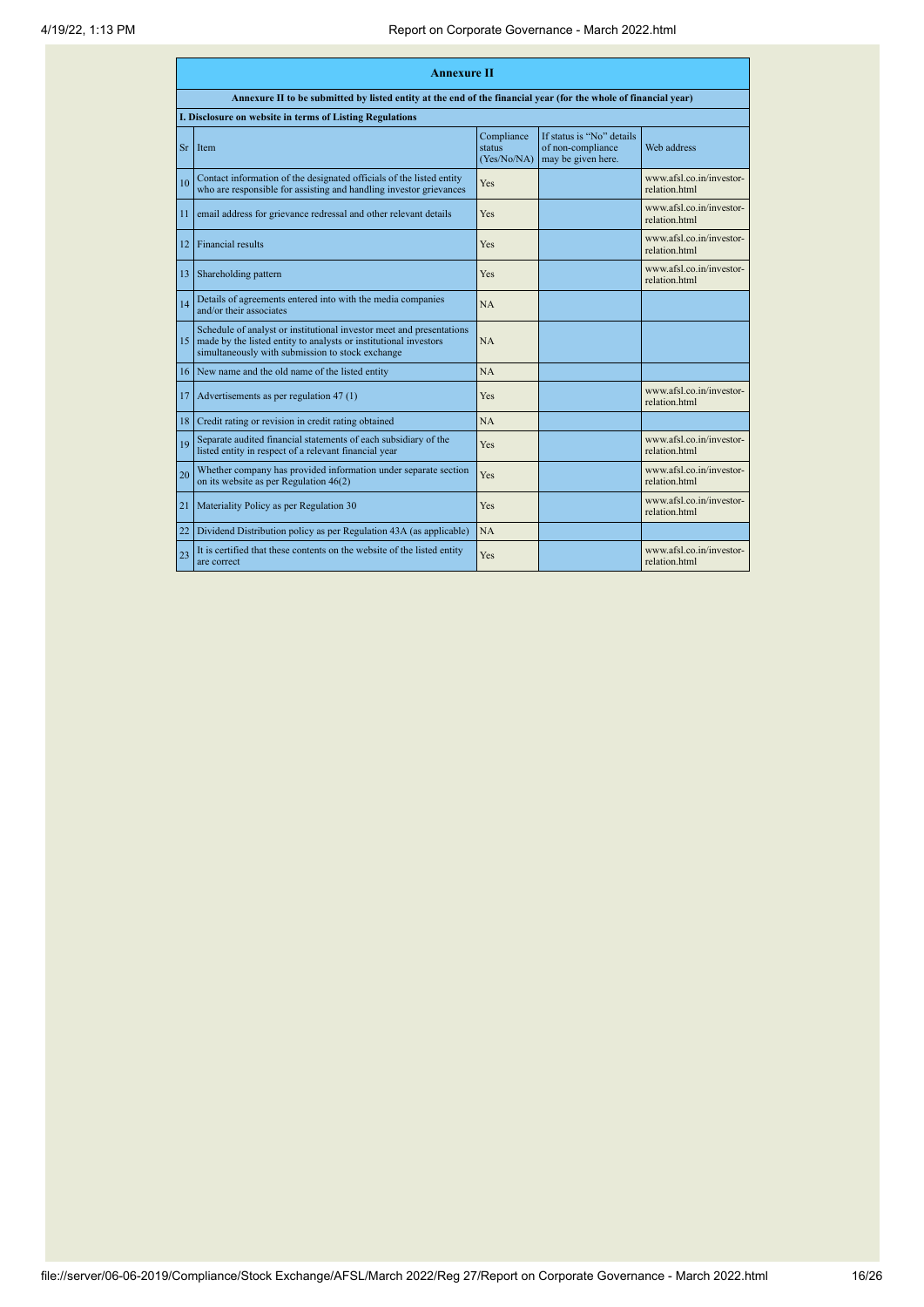## Annexure II

**Annexure II to be submitted by listed entity at the end of the financial year (for the whole of financial year)**

**I. Disclosure on website in terms of Listing Regulations**

| Sr | Item | Compliance status (Yes/No/NA) | If status is "No" details of non-compliance may be given here. | Web address |
|---|---|---|---|---|
| 10 | Contact information of the designated officials of the listed entity who are responsible for assisting and handling investor grievances | Yes | | www.afsl.co.in/investor-relation.html |
| 11 | email address for grievance redressal and other relevant details | Yes | | www.afsl.co.in/investor-relation.html |
| 12 | Financial results | Yes | | www.afsl.co.in/investor-relation.html |
| 13 | Shareholding pattern | Yes | | www.afsl.co.in/investor-relation.html |
| 14 | Details of agreements entered into with the media companies and/or their associates | NA | | |
| 15 | Schedule of analyst or institutional investor meet and presentations made by the listed entity to analysts or institutional investors simultaneously with submission to stock exchange | NA | | |
| 16 | New name and the old name of the listed entity | NA | | |
| 17 | Advertisements as per regulation 47 (1) | Yes | | www.afsl.co.in/investor-relation.html |
| 18 | Credit rating or revision in credit rating obtained | NA | | |
| 19 | Separate audited financial statements of each subsidiary of the listed entity in respect of a relevant financial year | Yes | | www.afsl.co.in/investor-relation.html |
| 20 | Whether company has provided information under separate section on its website as per Regulation 46(2) | Yes | | www.afsl.co.in/investor-relation.html |
| 21 | Materiality Policy as per Regulation 30 | Yes | | www.afsl.co.in/investor-relation.html |
| 22 | Dividend Distribution policy as per Regulation 43A (as applicable) | NA | | |
| 23 | It is certified that these contents on the website of the listed entity are correct | Yes | | www.afsl.co.in/investor-relation.html |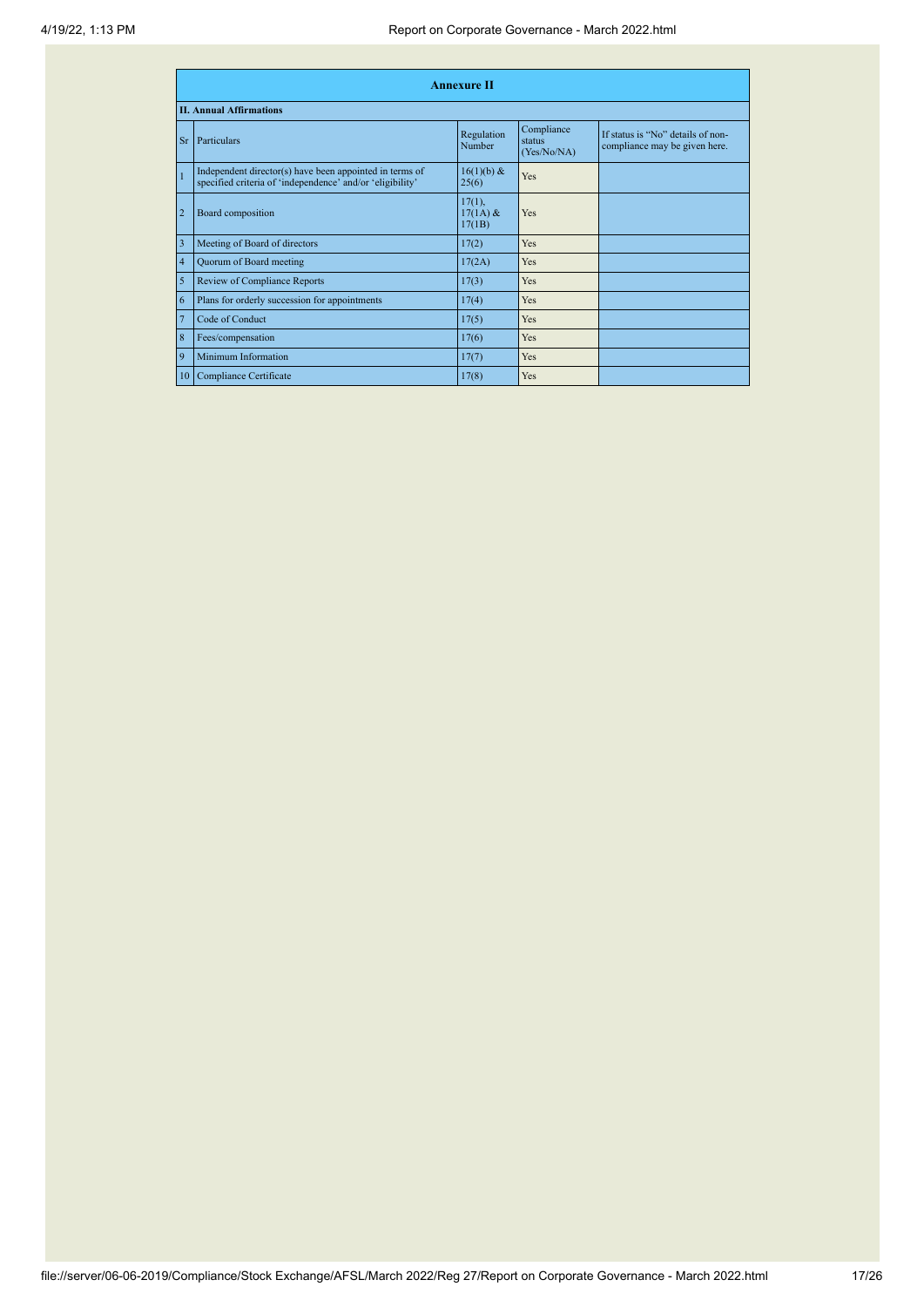## Annexure II

### II. Annual Affirmations

| Sr | Particulars | Regulation Number | Compliance status (Yes/No/NA) | If status is "No" details of non-compliance may be given here. |
|---|---|---|---|---|
| 1 | Independent director(s) have been appointed in terms of specified criteria of 'independence' and/or 'eligibility' | 16(1)(b) & 25(6) | Yes | |
| 2 | Board composition | 17(1), 17(1A) & 17(1B) | Yes | |
| 3 | Meeting of Board of directors | 17(2) | Yes | |
| 4 | Quorum of Board meeting | 17(2A) | Yes | |
| 5 | Review of Compliance Reports | 17(3) | Yes | |
| 6 | Plans for orderly succession for appointments | 17(4) | Yes | |
| 7 | Code of Conduct | 17(5) | Yes | |
| 8 | Fees/compensation | 17(6) | Yes | |
| 9 | Minimum Information | 17(7) | Yes | |
| 10 | Compliance Certificate | 17(8) | Yes | |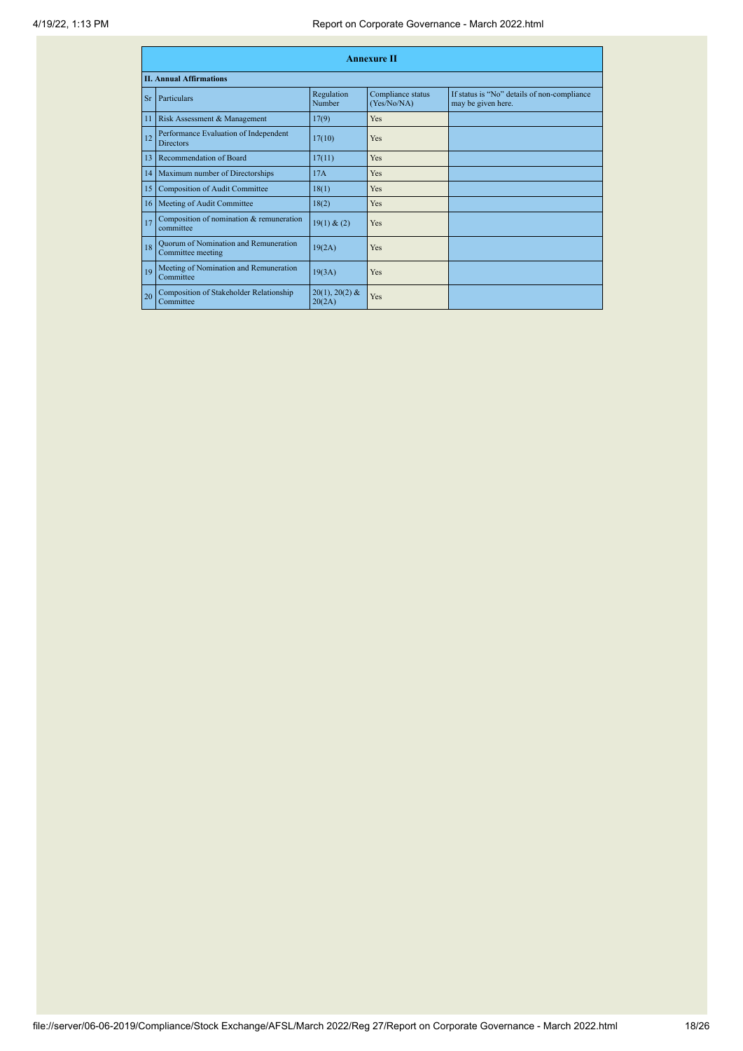| Annexure II | | | | |
|---|---|---|---|---|
| **II. Annual Affirmations** | | | | |
| Sr | Particulars | Regulation Number | Compliance status (Yes/No/NA) | If status is "No" details of non-compliance may be given here. |
| 11 | Risk Assessment & Management | 17(9) | Yes | |
| 12 | Performance Evaluation of Independent Directors | 17(10) | Yes | |
| 13 | Recommendation of Board | 17(11) | Yes | |
| 14 | Maximum number of Directorships | 17A | Yes | |
| 15 | Composition of Audit Committee | 18(1) | Yes | |
| 16 | Meeting of Audit Committee | 18(2) | Yes | |
| 17 | Composition of nomination & remuneration committee | 19(1) & (2) | Yes | |
| 18 | Quorum of Nomination and Remuneration Committee meeting | 19(2A) | Yes | |
| 19 | Meeting of Nomination and Remuneration Committee | 19(3A) | Yes | |
| 20 | Composition of Stakeholder Relationship Committee | 20(1), 20(2) & 20(2A) | Yes | |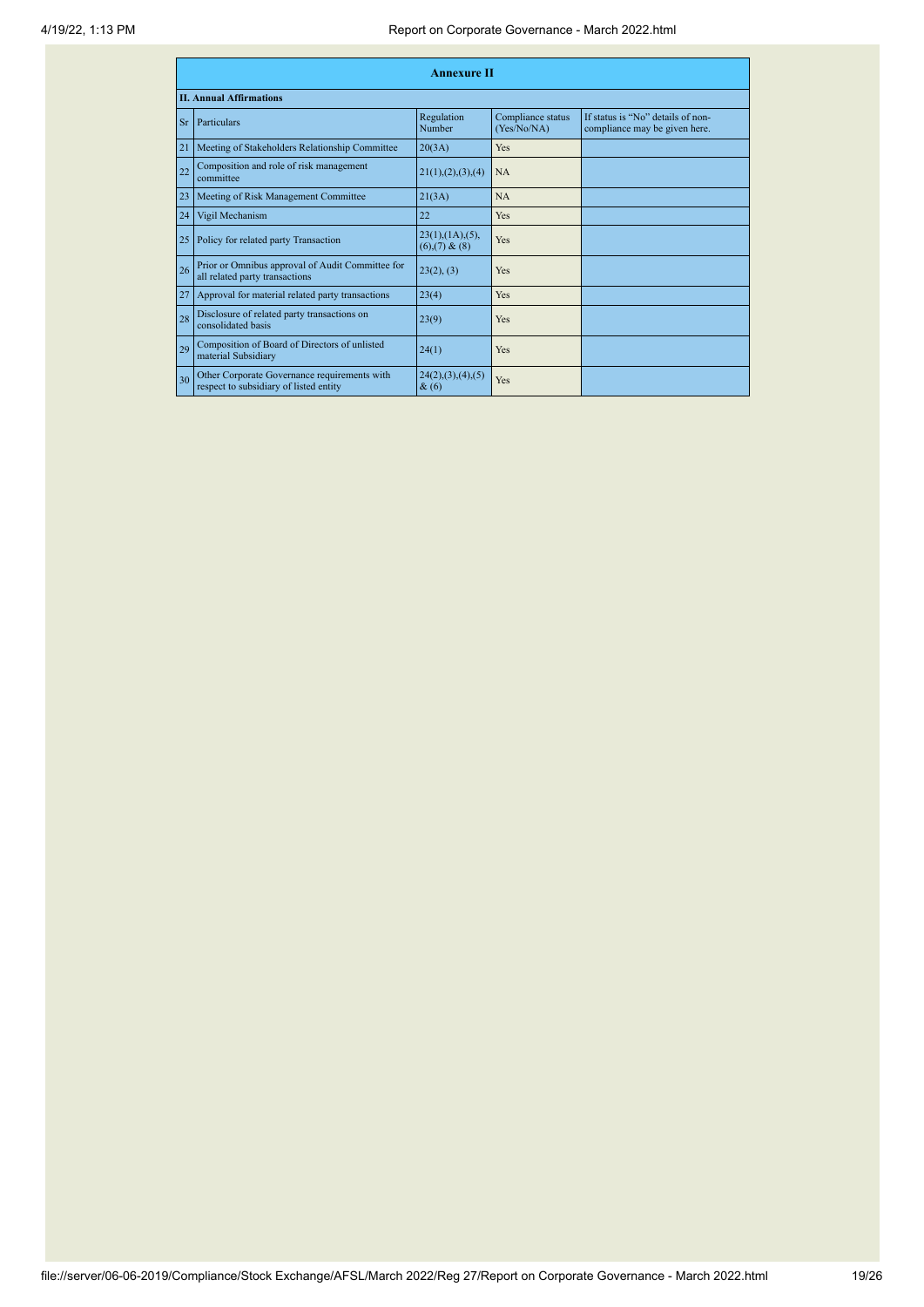## Annexure II

### II. Annual Affirmations

| Sr | Particulars | Regulation Number | Compliance status (Yes/No/NA) | If status is "No" details of non-compliance may be given here. |
|---|---|---|---|---|
| 21 | Meeting of Stakeholders Relationship Committee | 20(3A) | Yes | |
| 22 | Composition and role of risk management committee | 21(1),(2),(3),(4) | NA | |
| 23 | Meeting of Risk Management Committee | 21(3A) | NA | |
| 24 | Vigil Mechanism | 22 | Yes | |
| 25 | Policy for related party Transaction | 23(1),(1A),(5),(6),(7) & (8) | Yes | |
| 26 | Prior or Omnibus approval of Audit Committee for all related party transactions | 23(2), (3) | Yes | |
| 27 | Approval for material related party transactions | 23(4) | Yes | |
| 28 | Disclosure of related party transactions on consolidated basis | 23(9) | Yes | |
| 29 | Composition of Board of Directors of unlisted material Subsidiary | 24(1) | Yes | |
| 30 | Other Corporate Governance requirements with respect to subsidiary of listed entity | 24(2),(3),(4),(5) & (6) | Yes | |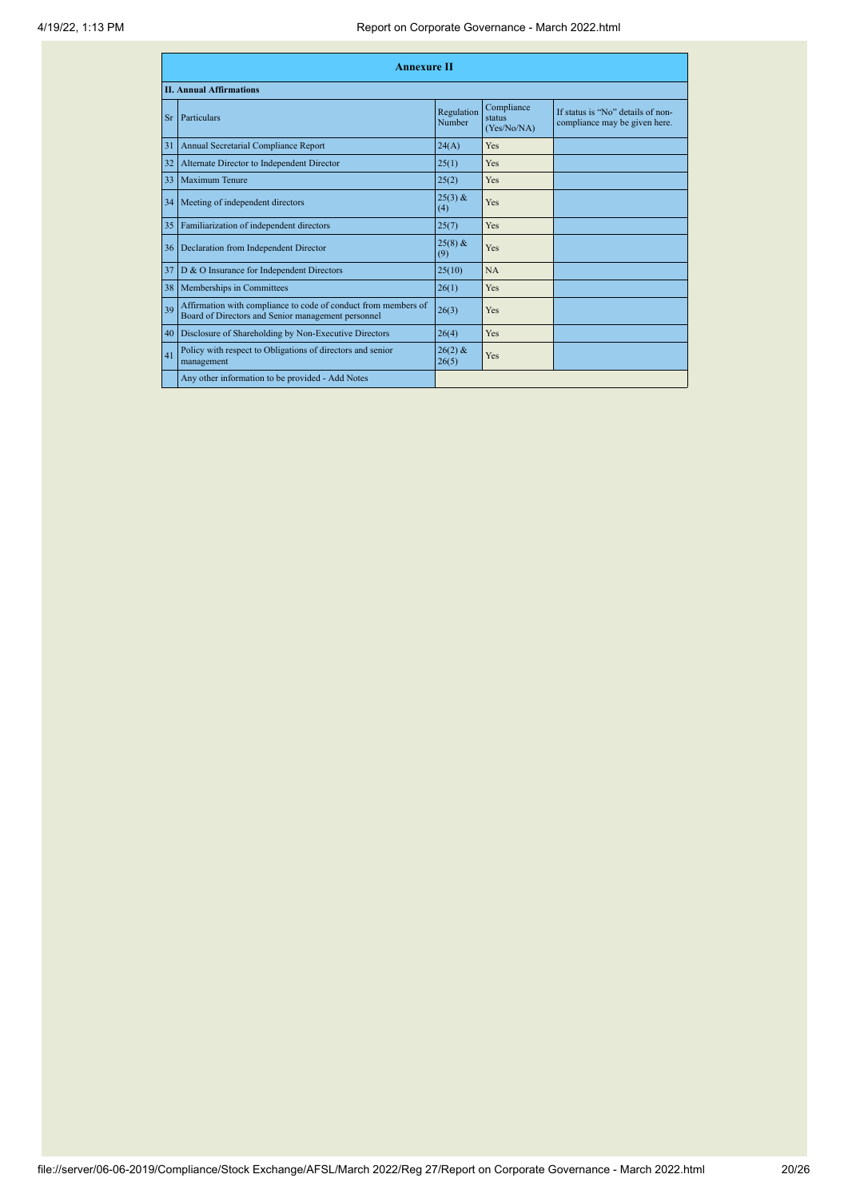## Annexure II

### II. Annual Affirmations

| Sr | Particulars | Regulation Number | Compliance status (Yes/No/NA) | If status is "No" details of non-compliance may be given here. |
|---|---|---|---|---|
| 31 | Annual Secretarial Compliance Report | 24(A) | Yes | |
| 32 | Alternate Director to Independent Director | 25(1) | Yes | |
| 33 | Maximum Tenure | 25(2) | Yes | |
| 34 | Meeting of independent directors | 25(3) & (4) | Yes | |
| 35 | Familiarization of independent directors | 25(7) | Yes | |
| 36 | Declaration from Independent Director | 25(8) & (9) | Yes | |
| 37 | D & O Insurance for Independent Directors | 25(10) | NA | |
| 38 | Memberships in Committees | 26(1) | Yes | |
| 39 | Affirmation with compliance to code of conduct from members of Board of Directors and Senior management personnel | 26(3) | Yes | |
| 40 | Disclosure of Shareholding by Non-Executive Directors | 26(4) | Yes | |
| 41 | Policy with respect to Obligations of directors and senior management | 26(2) & 26(5) | Yes | |
| | Any other information to be provided - Add Notes | | | |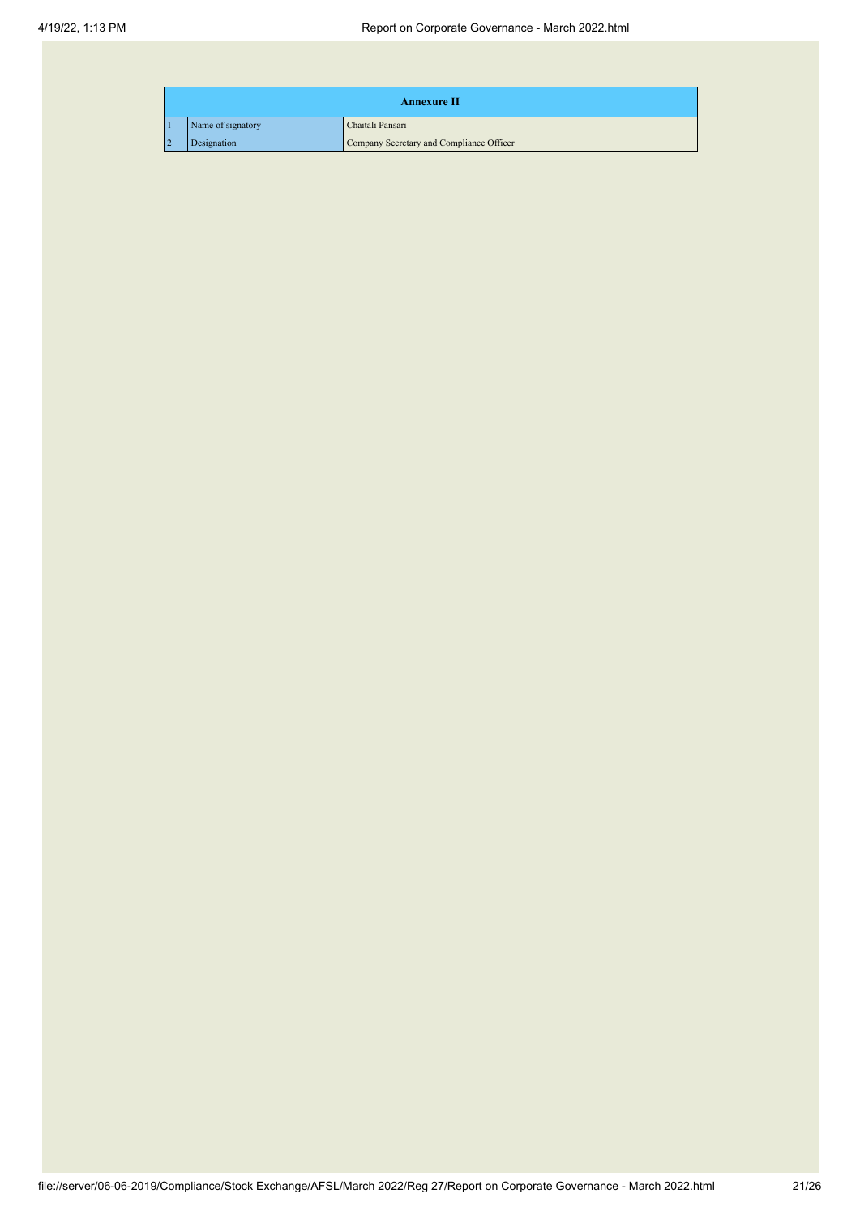| Annexure II | | |
|---|---|---|
| 1 | Name of signatory | Chaitali Pansari |
| 2 | Designation | Company Secretary and Compliance Officer |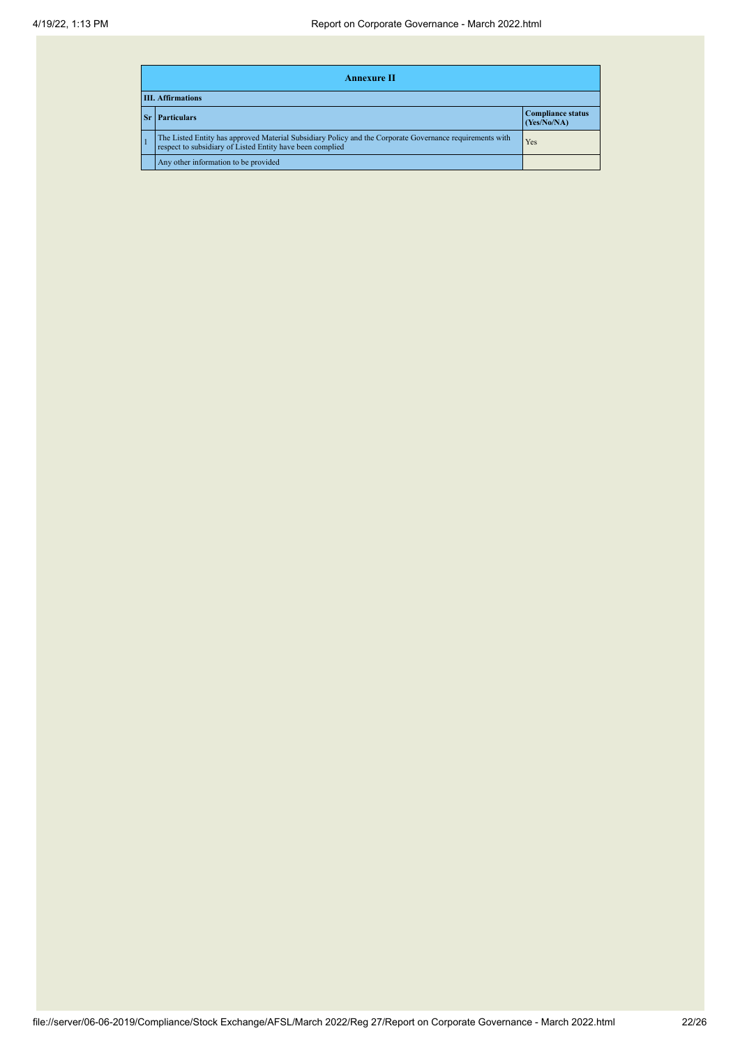| Annexure II | | |
|---|---|---|
| **III. Affirmations** | | |
| **Sr** | **Particulars** | **Compliance status (Yes/No/NA)** |
| 1 | The Listed Entity has approved Material Subsidiary Policy and the Corporate Governance requirements with respect to subsidiary of Listed Entity have been complied | Yes |
| | Any other information to be provided | |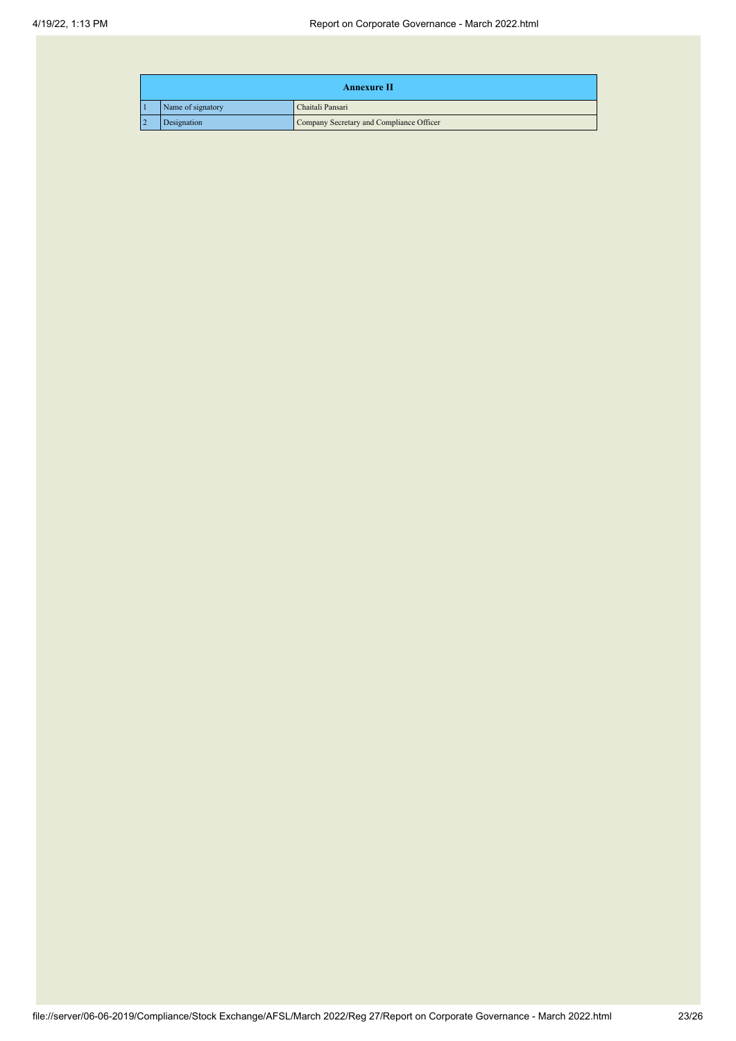| Annexure II | | |
|---|---|---|
| 1 | Name of signatory | Chaitali Pansari |
| 2 | Designation | Company Secretary and Compliance Officer |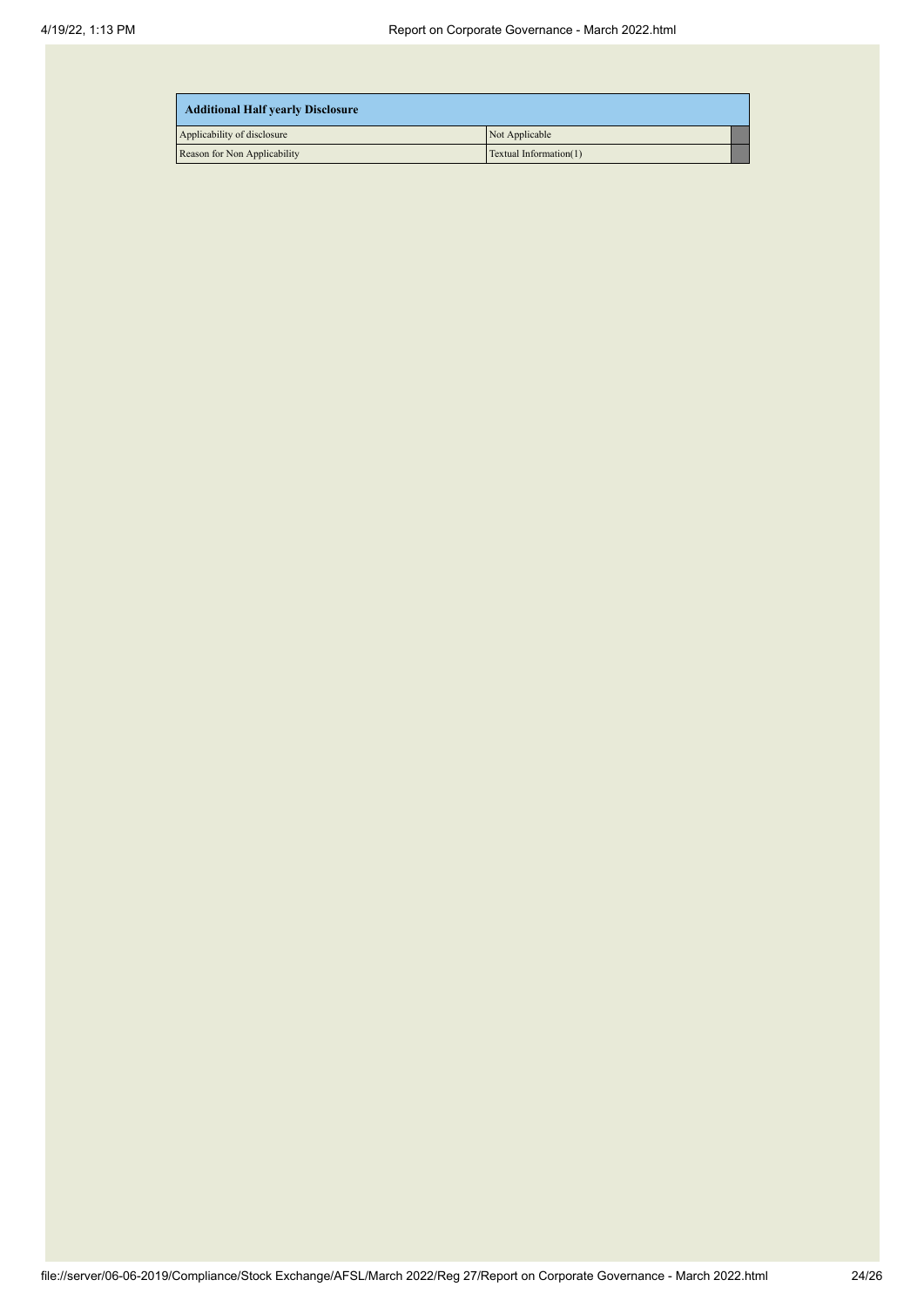| Additional Half yearly Disclosure | | |
|---|---|---|
| Applicability of disclosure | Not Applicable | |
| Reason for Non Applicability | Textual Information(1) | |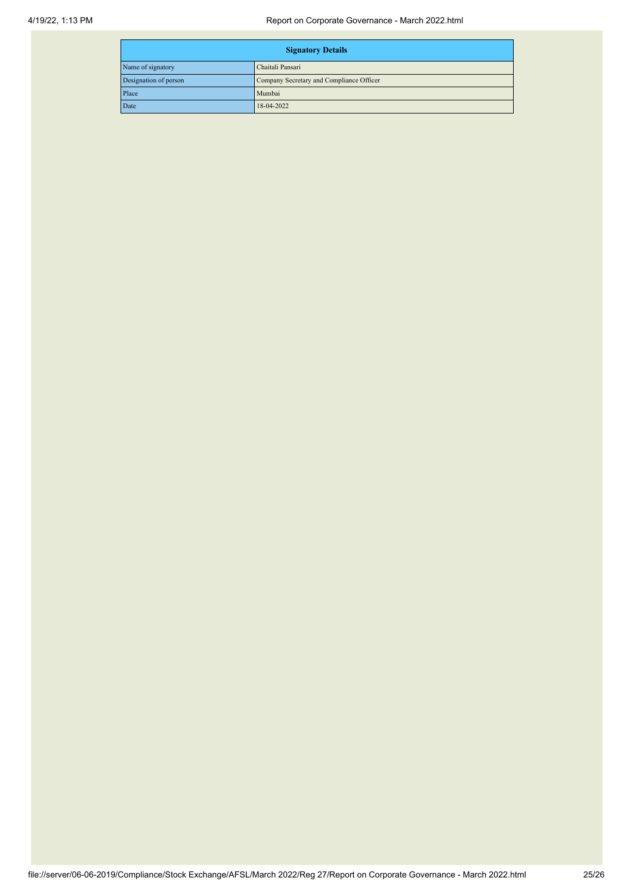| Signatory Details | |
|---|---|
| Name of signatory | Chaitali Pansari |
| Designation of person | Company Secretary and Compliance Officer |
| Place | Mumbai |
| Date | 18-04-2022 |